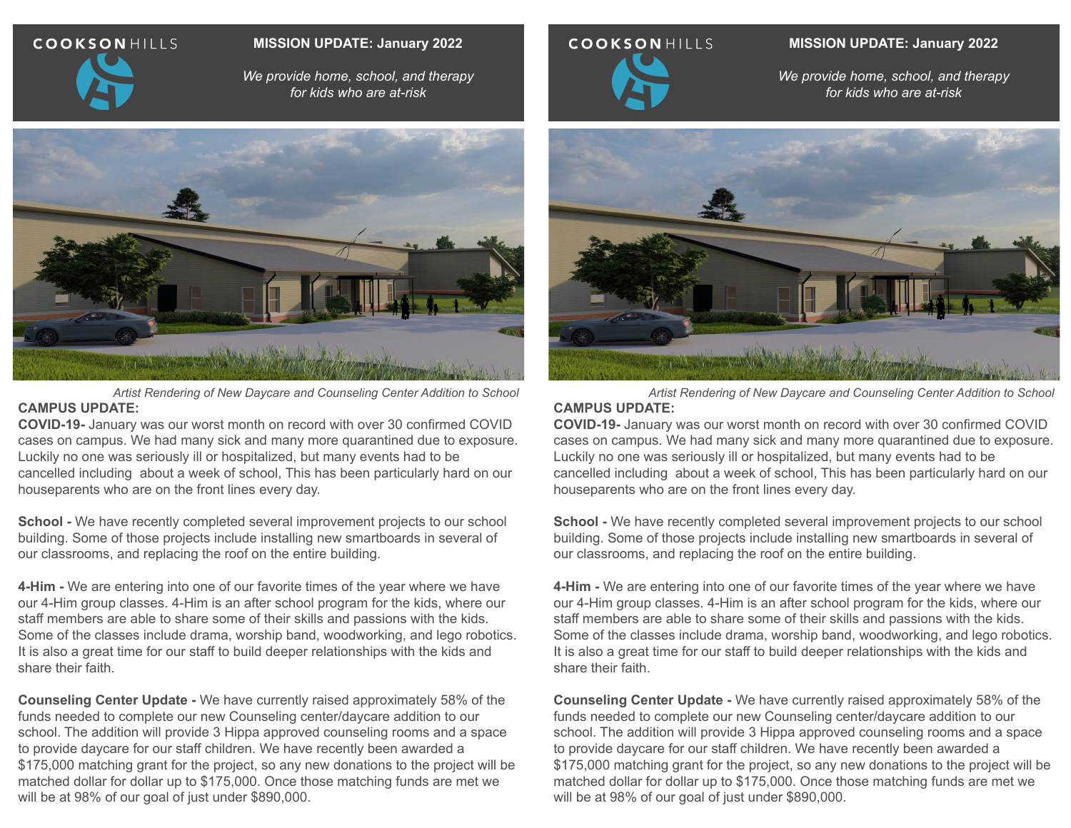COOKSONHILLS

**MISSION UPDATE: January 2022**

*We provide home, school, and therapy for kids who are at-risk*

*Artist Rendering of New Daycare and Counseling Center Addition to School*

**CAMPUS UPDATE:**

**COVID-19-** January was our worst month on record with over 30 confirmed COVID cases on campus. We had many sick and many more quarantined due to exposure. Luckily no one was seriously ill or hospitalized, but many events had to be cancelled including about a week of school, This has been particularly hard on our houseparents who are on the front lines every day.

**School -** We have recently completed several improvement projects to our school building. Some of those projects include installing new smartboards in several of our classrooms, and replacing the roof on the entire building.

**4-Him -** We are entering into one of our favorite times of the year where we have our 4-Him group classes. 4-Him is an after school program for the kids, where our staff members are able to share some of their skills and passions with the kids. Some of the classes include drama, worship band, woodworking, and lego robotics. It is also a great time for our staff to build deeper relationships with the kids and share their faith.

**Counseling Center Update -** We have currently raised approximately 58% of the funds needed to complete our new Counseling center/daycare addition to our school. The addition will provide 3 Hippa approved counseling rooms and a space to provide daycare for our staff children. We have recently been awarded a $175,000 matching grant for the project, so any new donations to the project will be matched dollar for dollar up to $175,000. Once those matching funds are met we will be at 98% of our goal of just under $890,000.

COOKSONHILLS

**MISSION UPDATE: January 2022**

*We provide home, school, and therapy for kids who are at-risk*

*Artist Rendering of New Daycare and Counseling Center Addition to School*

**CAMPUS UPDATE:**

**COVID-19-** January was our worst month on record with over 30 confirmed COVID cases on campus. We had many sick and many more quarantined due to exposure. Luckily no one was seriously ill or hospitalized, but many events had to be cancelled including about a week of school, This has been particularly hard on our houseparents who are on the front lines every day.

**School -** We have recently completed several improvement projects to our school building. Some of those projects include installing new smartboards in several of our classrooms, and replacing the roof on the entire building.

**4-Him -** We are entering into one of our favorite times of the year where we have our 4-Him group classes. 4-Him is an after school program for the kids, where our staff members are able to share some of their skills and passions with the kids. Some of the classes include drama, worship band, woodworking, and lego robotics. It is also a great time for our staff to build deeper relationships with the kids and share their faith.

**Counseling Center Update -** We have currently raised approximately 58% of the funds needed to complete our new Counseling center/daycare addition to our school. The addition will provide 3 Hippa approved counseling rooms and a space to provide daycare for our staff children. We have recently been awarded a $175,000 matching grant for the project, so any new donations to the project will be matched dollar for dollar up to $175,000. Once those matching funds are met we will be at 98% of our goal of just under $890,000.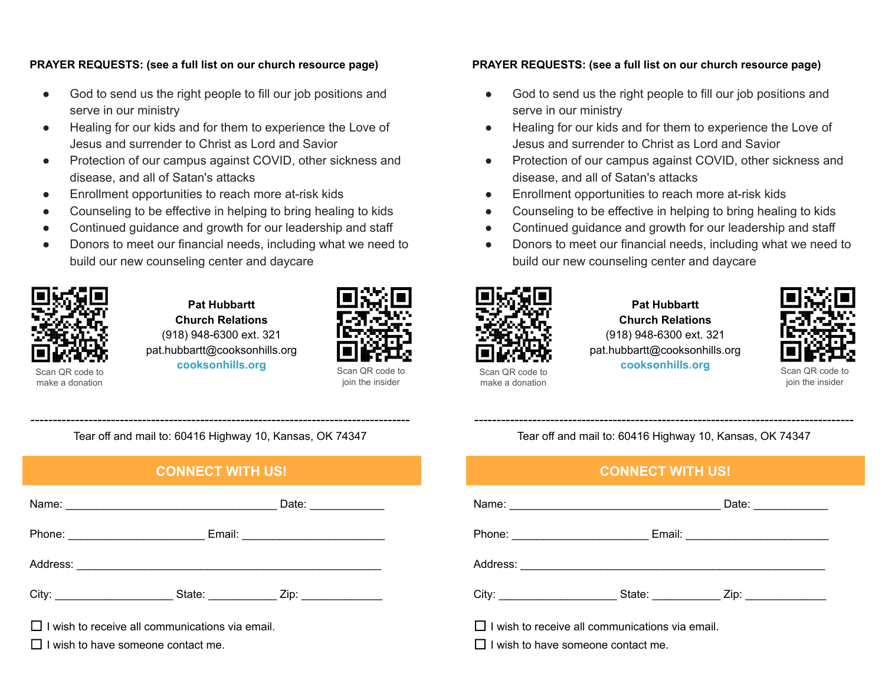**PRAYER REQUESTS: (see a full list on our church resource page)**

- God to send us the right people to fill our job positions and serve in our ministry
- Healing for our kids and for them to experience the Love of Jesus and surrender to Christ as Lord and Savior
- Protection of our campus against COVID, other sickness and disease, and all of Satan's attacks
- Enrollment opportunities to reach more at-risk kids
- Counseling to be effective in helping to bring healing to kids
- Continued guidance and growth for our leadership and staff
- Donors to meet our financial needs, including what we need to build our new counseling center and daycare

Scan QR code to make a donation

**Pat Hubbartt**
**Church Relations**
(918) 948-6300 ext. 321
pat.hubbartt@cooksonhills.org
**cooksonhills.org**

Scan QR code to join the insider

-----------------------------------------------------------------------------------------

Tear off and mail to: 60416 Highway 10, Kansas, OK 74347

## CONNECT WITH US!

Name: ___________________________________ Date: ____________

Phone: ______________________ Email: _______________________

Address: __________________________________________________

City: ___________________ State: ___________ Zip: _____________

☐ I wish to receive all communications via email.

☐ I wish to have someone contact me.

**PRAYER REQUESTS: (see a full list on our church resource page)**

- God to send us the right people to fill our job positions and serve in our ministry
- Healing for our kids and for them to experience the Love of Jesus and surrender to Christ as Lord and Savior
- Protection of our campus against COVID, other sickness and disease, and all of Satan's attacks
- Enrollment opportunities to reach more at-risk kids
- Counseling to be effective in helping to bring healing to kids
- Continued guidance and growth for our leadership and staff
- Donors to meet our financial needs, including what we need to build our new counseling center and daycare

Scan QR code to make a donation

**Pat Hubbartt**
**Church Relations**
(918) 948-6300 ext. 321
pat.hubbartt@cooksonhills.org
**cooksonhills.org**

Scan QR code to join the insider

-----------------------------------------------------------------------------------------

Tear off and mail to: 60416 Highway 10, Kansas, OK 74347

## CONNECT WITH US!

Name: ___________________________________ Date: ____________

Phone: ______________________ Email: _______________________

Address: __________________________________________________

City: ___________________ State: ___________ Zip: _____________

☐ I wish to receive all communications via email.

☐ I wish to have someone contact me.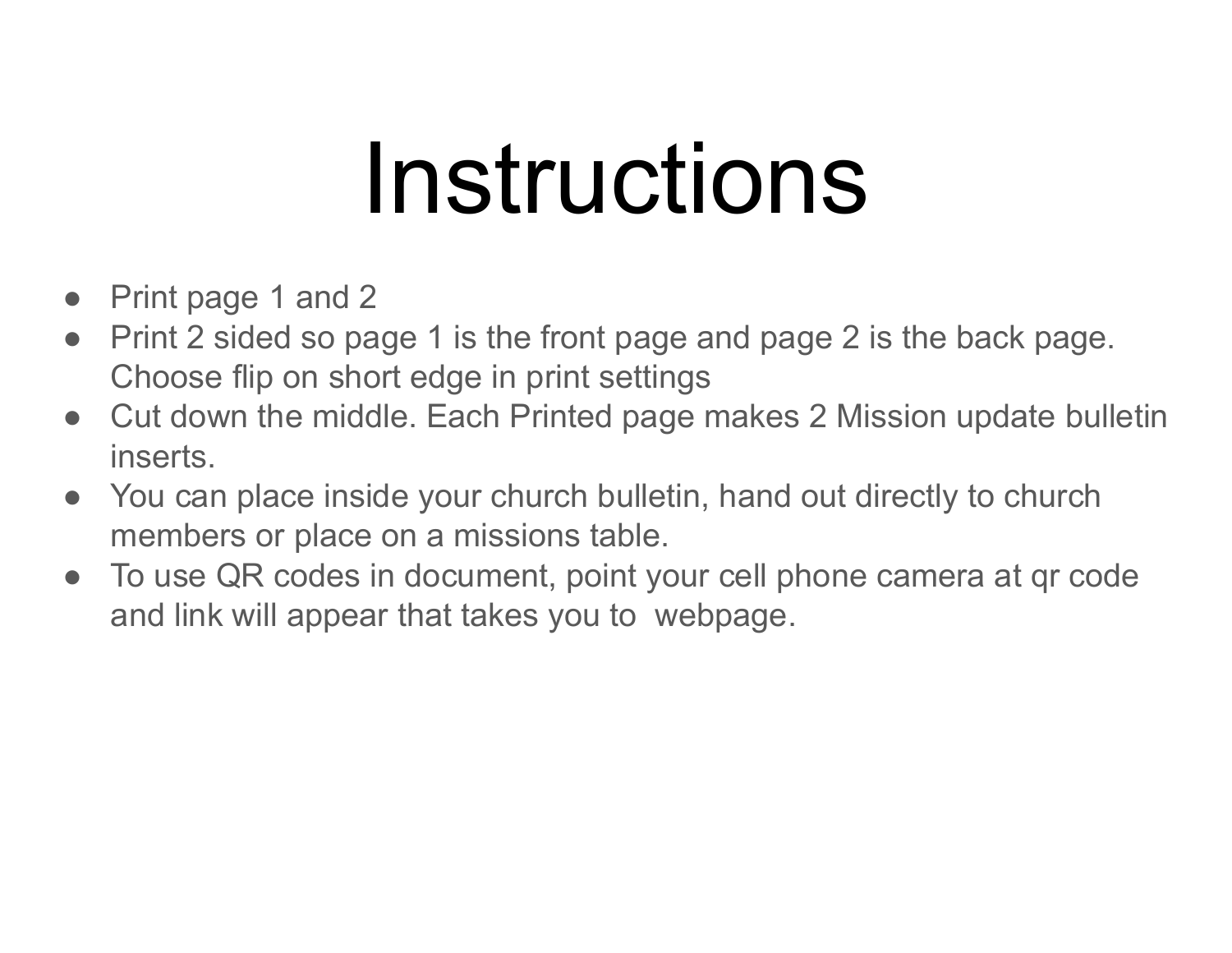# Instructions

- Print page 1 and 2
- Print 2 sided so page 1 is the front page and page 2 is the back page. Choose flip on short edge in print settings
- Cut down the middle. Each Printed page makes 2 Mission update bulletin inserts.
- You can place inside your church bulletin, hand out directly to church members or place on a missions table.
- To use QR codes in document, point your cell phone camera at qr code and link will appear that takes you to  webpage.